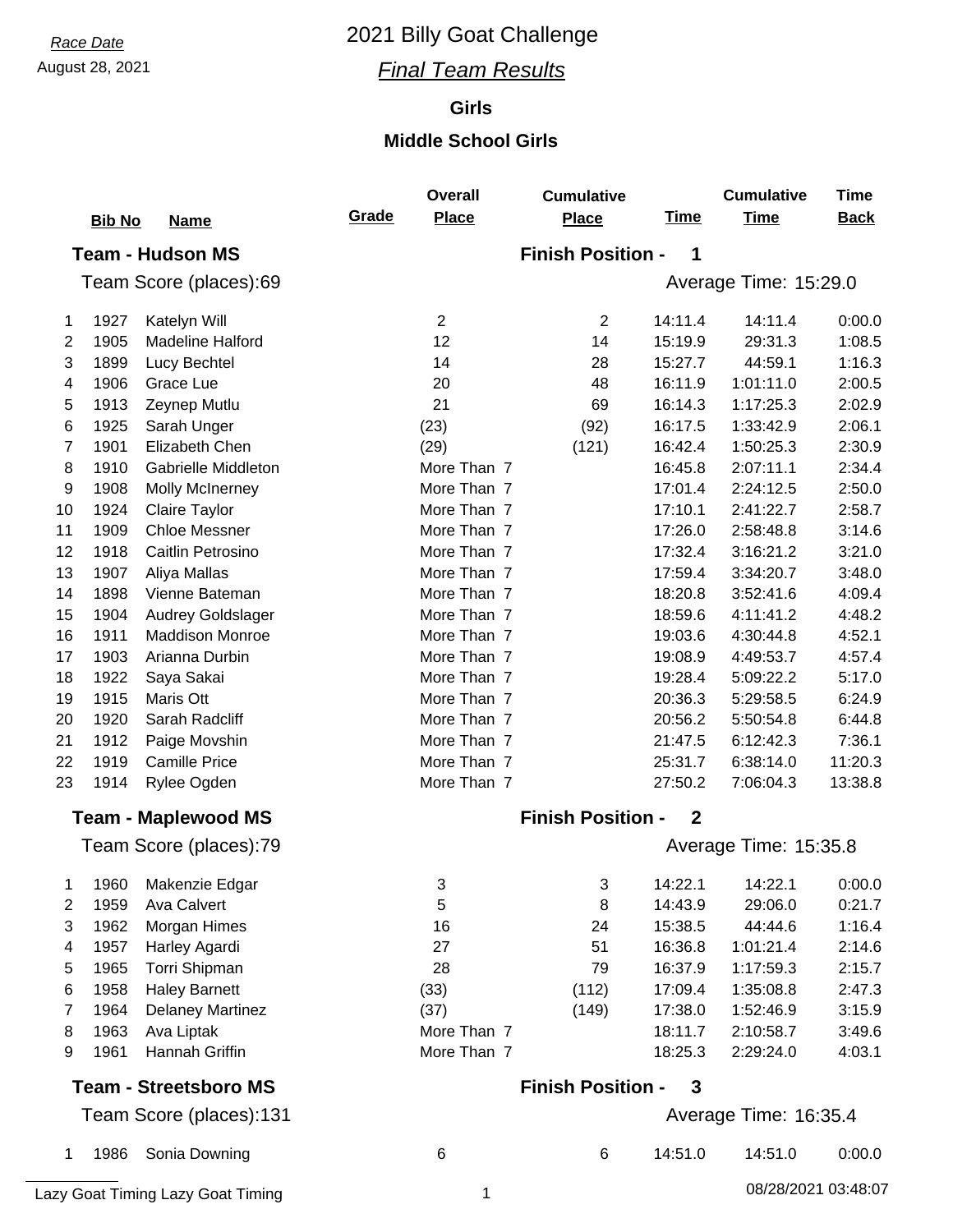*Race Date*

August 28, 2021

# 2021 Billy Goat Challenge

## *Final Team Results*

### Girls

### Middle School Girls

#### Team - Hudson MS — Finish Position - 1

Team Score (places):69 — Average Time: 15:29.0

| | Bib No | Name | Grade | Overall Place | Cumulative Place | Time | Cumulative Time | Time Back |
|---|---|---|---|---|---|---|---|---|
| 1 | 1927 | Katelyn Will | | 2 | 2 | 14:11.4 | 14:11.4 | 0:00.0 |
| 2 | 1905 | Madeline Halford | | 12 | 14 | 15:19.9 | 29:31.3 | 1:08.5 |
| 3 | 1899 | Lucy Bechtel | | 14 | 28 | 15:27.7 | 44:59.1 | 1:16.3 |
| 4 | 1906 | Grace Lue | | 20 | 48 | 16:11.9 | 1:01:11.0 | 2:00.5 |
| 5 | 1913 | Zeynep Mutlu | | 21 | 69 | 16:14.3 | 1:17:25.3 | 2:02.9 |
| 6 | 1925 | Sarah Unger | | (23) | (92) | 16:17.5 | 1:33:42.9 | 2:06.1 |
| 7 | 1901 | Elizabeth Chen | | (29) | (121) | 16:42.4 | 1:50:25.3 | 2:30.9 |
| 8 | 1910 | Gabrielle Middleton | | More Than 7 | | 16:45.8 | 2:07:11.1 | 2:34.4 |
| 9 | 1908 | Molly McInerney | | More Than 7 | | 17:01.4 | 2:24:12.5 | 2:50.0 |
| 10 | 1924 | Claire Taylor | | More Than 7 | | 17:10.1 | 2:41:22.7 | 2:58.7 |
| 11 | 1909 | Chloe Messner | | More Than 7 | | 17:26.0 | 2:58:48.8 | 3:14.6 |
| 12 | 1918 | Caitlin Petrosino | | More Than 7 | | 17:32.4 | 3:16:21.2 | 3:21.0 |
| 13 | 1907 | Aliya Mallas | | More Than 7 | | 17:59.4 | 3:34:20.7 | 3:48.0 |
| 14 | 1898 | Vienne Bateman | | More Than 7 | | 18:20.8 | 3:52:41.6 | 4:09.4 |
| 15 | 1904 | Audrey Goldslager | | More Than 7 | | 18:59.6 | 4:11:41.2 | 4:48.2 |
| 16 | 1911 | Maddison Monroe | | More Than 7 | | 19:03.6 | 4:30:44.8 | 4:52.1 |
| 17 | 1903 | Arianna Durbin | | More Than 7 | | 19:08.9 | 4:49:53.7 | 4:57.4 |
| 18 | 1922 | Saya Sakai | | More Than 7 | | 19:28.4 | 5:09:22.2 | 5:17.0 |
| 19 | 1915 | Maris Ott | | More Than 7 | | 20:36.3 | 5:29:58.5 | 6:24.9 |
| 20 | 1920 | Sarah Radcliff | | More Than 7 | | 20:56.2 | 5:50:54.8 | 6:44.8 |
| 21 | 1912 | Paige Movshin | | More Than 7 | | 21:47.5 | 6:12:42.3 | 7:36.1 |
| 22 | 1919 | Camille Price | | More Than 7 | | 25:31.7 | 6:38:14.0 | 11:20.3 |
| 23 | 1914 | Rylee Ogden | | More Than 7 | | 27:50.2 | 7:06:04.3 | 13:38.8 |

#### Team - Maplewood MS — Finish Position - 2

Team Score (places):79 — Average Time: 15:35.8

| | Bib No | Name | Grade | Overall Place | Cumulative Place | Time | Cumulative Time | Time Back |
|---|---|---|---|---|---|---|---|---|
| 1 | 1960 | Makenzie Edgar | | 3 | 3 | 14:22.1 | 14:22.1 | 0:00.0 |
| 2 | 1959 | Ava Calvert | | 5 | 8 | 14:43.9 | 29:06.0 | 0:21.7 |
| 3 | 1962 | Morgan Himes | | 16 | 24 | 15:38.5 | 44:44.6 | 1:16.4 |
| 4 | 1957 | Harley Agardi | | 27 | 51 | 16:36.8 | 1:01:21.4 | 2:14.6 |
| 5 | 1965 | Torri Shipman | | 28 | 79 | 16:37.9 | 1:17:59.3 | 2:15.7 |
| 6 | 1958 | Haley Barnett | | (33) | (112) | 17:09.4 | 1:35:08.8 | 2:47.3 |
| 7 | 1964 | Delaney Martinez | | (37) | (149) | 17:38.0 | 1:52:46.9 | 3:15.9 |
| 8 | 1963 | Ava Liptak | | More Than 7 | | 18:11.7 | 2:10:58.7 | 3:49.6 |
| 9 | 1961 | Hannah Griffin | | More Than 7 | | 18:25.3 | 2:29:24.0 | 4:03.1 |

#### Team - Streetsboro MS — Finish Position - 3

Team Score (places):131 — Average Time: 16:35.4

| | Bib No | Name | Grade | Overall Place | Cumulative Place | Time | Cumulative Time | Time Back |
|---|---|---|---|---|---|---|---|---|
| 1 | 1986 | Sonia Downing | | 6 | 6 | 14:51.0 | 14:51.0 | 0:00.0 |

Lazy Goat Timing Lazy Goat Timing — 08/28/2021 03:48:07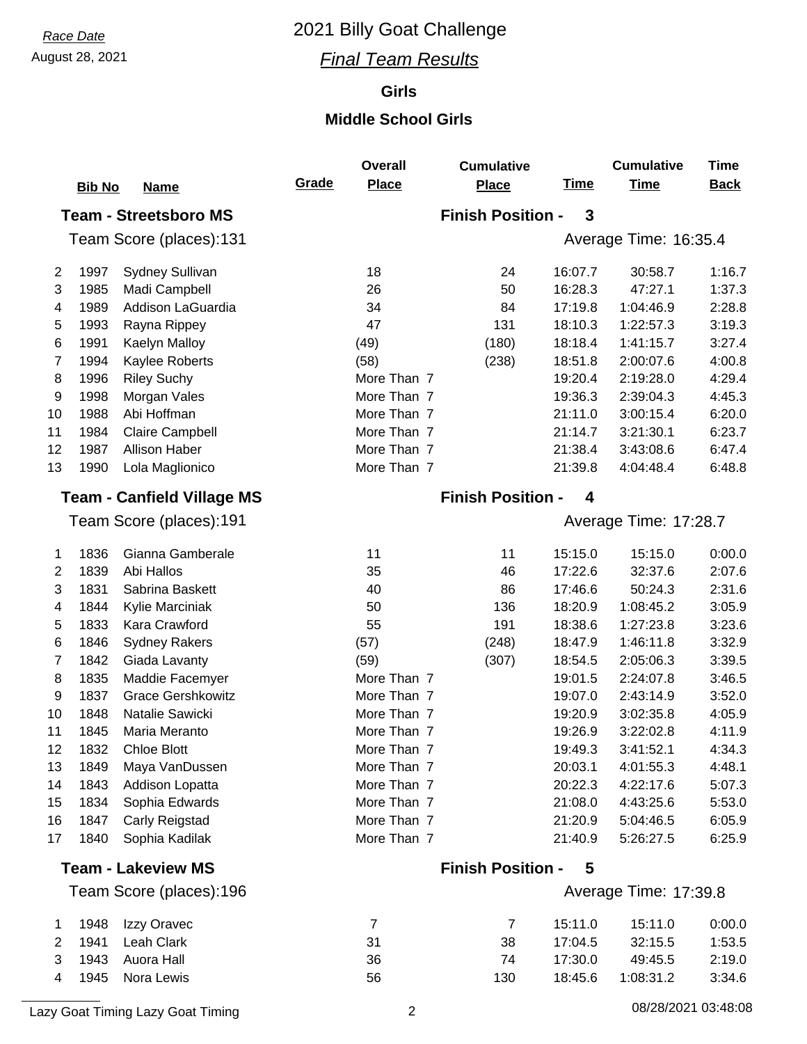*Race Date*

August 28, 2021

# 2021 Billy Goat Challenge

## *Final Team Results*

### Girls

### Middle School Girls

**Team - Streetsboro MS** — **Finish Position - 3**

Team Score (places):131 — Average Time: 16:35.4

| | Bib No | Name | Grade | Overall Place | Cumulative Place | Time | Cumulative Time | Time Back |
|---|---|---|---|---|---|---|---|---|
| 2 | 1997 | Sydney Sullivan | | 18 | 24 | 16:07.7 | 30:58.7 | 1:16.7 |
| 3 | 1985 | Madi Campbell | | 26 | 50 | 16:28.3 | 47:27.1 | 1:37.3 |
| 4 | 1989 | Addison LaGuardia | | 34 | 84 | 17:19.8 | 1:04:46.9 | 2:28.8 |
| 5 | 1993 | Rayna Rippey | | 47 | 131 | 18:10.3 | 1:22:57.3 | 3:19.3 |
| 6 | 1991 | Kaelyn Malloy | | (49) | (180) | 18:18.4 | 1:41:15.7 | 3:27.4 |
| 7 | 1994 | Kaylee Roberts | | (58) | (238) | 18:51.8 | 2:00:07.6 | 4:00.8 |
| 8 | 1996 | Riley Suchy | | More Than 7 | | 19:20.4 | 2:19:28.0 | 4:29.4 |
| 9 | 1998 | Morgan Vales | | More Than 7 | | 19:36.3 | 2:39:04.3 | 4:45.3 |
| 10 | 1988 | Abi Hoffman | | More Than 7 | | 21:11.0 | 3:00:15.4 | 6:20.0 |
| 11 | 1984 | Claire Campbell | | More Than 7 | | 21:14.7 | 3:21:30.1 | 6:23.7 |
| 12 | 1987 | Allison Haber | | More Than 7 | | 21:38.4 | 3:43:08.6 | 6:47.4 |
| 13 | 1990 | Lola Maglionico | | More Than 7 | | 21:39.8 | 4:04:48.4 | 6:48.8 |

**Team - Canfield Village MS** — **Finish Position - 4**

Team Score (places):191 — Average Time: 17:28.7

| | Bib No | Name | Grade | Overall Place | Cumulative Place | Time | Cumulative Time | Time Back |
|---|---|---|---|---|---|---|---|---|
| 1 | 1836 | Gianna Gamberale | | 11 | 11 | 15:15.0 | 15:15.0 | 0:00.0 |
| 2 | 1839 | Abi Hallos | | 35 | 46 | 17:22.6 | 32:37.6 | 2:07.6 |
| 3 | 1831 | Sabrina Baskett | | 40 | 86 | 17:46.6 | 50:24.3 | 2:31.6 |
| 4 | 1844 | Kylie Marciniak | | 50 | 136 | 18:20.9 | 1:08:45.2 | 3:05.9 |
| 5 | 1833 | Kara Crawford | | 55 | 191 | 18:38.6 | 1:27:23.8 | 3:23.6 |
| 6 | 1846 | Sydney Rakers | | (57) | (248) | 18:47.9 | 1:46:11.8 | 3:32.9 |
| 7 | 1842 | Giada Lavanty | | (59) | (307) | 18:54.5 | 2:05:06.3 | 3:39.5 |
| 8 | 1835 | Maddie Facemyer | | More Than 7 | | 19:01.5 | 2:24:07.8 | 3:46.5 |
| 9 | 1837 | Grace Gershkowitz | | More Than 7 | | 19:07.0 | 2:43:14.9 | 3:52.0 |
| 10 | 1848 | Natalie Sawicki | | More Than 7 | | 19:20.9 | 3:02:35.8 | 4:05.9 |
| 11 | 1845 | Maria Meranto | | More Than 7 | | 19:26.9 | 3:22:02.8 | 4:11.9 |
| 12 | 1832 | Chloe Blott | | More Than 7 | | 19:49.3 | 3:41:52.1 | 4:34.3 |
| 13 | 1849 | Maya VanDussen | | More Than 7 | | 20:03.1 | 4:01:55.3 | 4:48.1 |
| 14 | 1843 | Addison Lopatta | | More Than 7 | | 20:22.3 | 4:22:17.6 | 5:07.3 |
| 15 | 1834 | Sophia Edwards | | More Than 7 | | 21:08.0 | 4:43:25.6 | 5:53.0 |
| 16 | 1847 | Carly Reigstad | | More Than 7 | | 21:20.9 | 5:04:46.5 | 6:05.9 |
| 17 | 1840 | Sophia Kadilak | | More Than 7 | | 21:40.9 | 5:26:27.5 | 6:25.9 |

**Team - Lakeview MS** — **Finish Position - 5**

Team Score (places):196 — Average Time: 17:39.8

| | Bib No | Name | Grade | Overall Place | Cumulative Place | Time | Cumulative Time | Time Back |
|---|---|---|---|---|---|---|---|---|
| 1 | 1948 | Izzy Oravec | | 7 | 7 | 15:11.0 | 15:11.0 | 0:00.0 |
| 2 | 1941 | Leah Clark | | 31 | 38 | 17:04.5 | 32:15.5 | 1:53.5 |
| 3 | 1943 | Auora Hall | | 36 | 74 | 17:30.0 | 49:45.5 | 2:19.0 |
| 4 | 1945 | Nora Lewis | | 56 | 130 | 18:45.6 | 1:08:31.2 | 3:34.6 |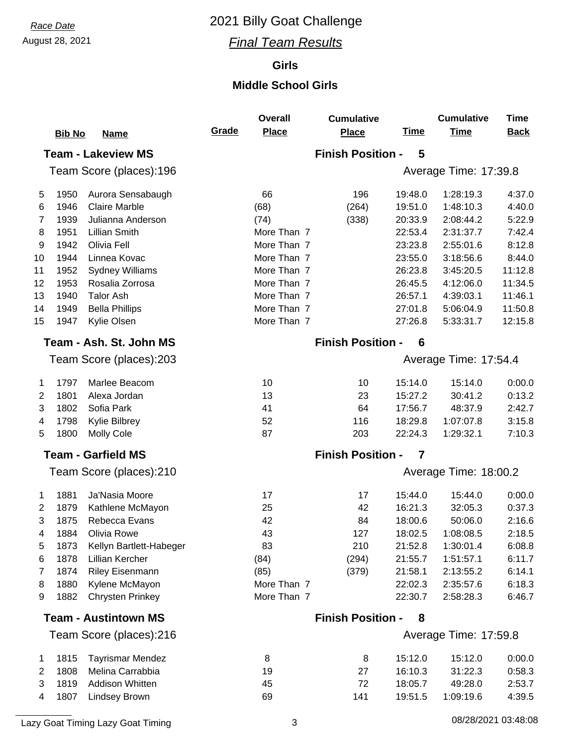Race Date
August 28, 2021

# 2021 Billy Goat Challenge

## *Final Team Results*

### Girls

### Middle School Girls

| | Bib No | Name | Grade | Overall Place | Cumulative Place | Time | Cumulative Time | Time Back |
|---|---|---|---|---|---|---|---|---|
| **Team - Lakeview MS** | | | | | **Finish Position - 5** | | | |
| Team Score (places):196 | | | | | | Average Time: 17:39.8 | | |
| 5 | 1950 | Aurora Sensabaugh | | 66 | 196 | 19:48.0 | 1:28:19.3 | 4:37.0 |
| 6 | 1946 | Claire Marble | | (68) | (264) | 19:51.0 | 1:48:10.3 | 4:40.0 |
| 7 | 1939 | Julianna Anderson | | (74) | (338) | 20:33.9 | 2:08:44.2 | 5:22.9 |
| 8 | 1951 | Lillian Smith | | More Than 7 | | 22:53.4 | 2:31:37.7 | 7:42.4 |
| 9 | 1942 | Olivia Fell | | More Than 7 | | 23:23.8 | 2:55:01.6 | 8:12.8 |
| 10 | 1944 | Linnea Kovac | | More Than 7 | | 23:55.0 | 3:18:56.6 | 8:44.0 |
| 11 | 1952 | Sydney Williams | | More Than 7 | | 26:23.8 | 3:45:20.5 | 11:12.8 |
| 12 | 1953 | Rosalia Zorrosa | | More Than 7 | | 26:45.5 | 4:12:06.0 | 11:34.5 |
| 13 | 1940 | Talor Ash | | More Than 7 | | 26:57.1 | 4:39:03.1 | 11:46.1 |
| 14 | 1949 | Bella Phillips | | More Than 7 | | 27:01.8 | 5:06:04.9 | 11:50.8 |
| 15 | 1947 | Kylie Olsen | | More Than 7 | | 27:26.8 | 5:33:31.7 | 12:15.8 |
| **Team - Ash. St. John MS** | | | | | **Finish Position - 6** | | | |
| Team Score (places):203 | | | | | | Average Time: 17:54.4 | | |
| 1 | 1797 | Marlee Beacom | | 10 | 10 | 15:14.0 | 15:14.0 | 0:00.0 |
| 2 | 1801 | Alexa Jordan | | 13 | 23 | 15:27.2 | 30:41.2 | 0:13.2 |
| 3 | 1802 | Sofia Park | | 41 | 64 | 17:56.7 | 48:37.9 | 2:42.7 |
| 4 | 1798 | Kylie Bilbrey | | 52 | 116 | 18:29.8 | 1:07:07.8 | 3:15.8 |
| 5 | 1800 | Molly Cole | | 87 | 203 | 22:24.3 | 1:29:32.1 | 7:10.3 |
| **Team - Garfield MS** | | | | | **Finish Position - 7** | | | |
| Team Score (places):210 | | | | | | Average Time: 18:00.2 | | |
| 1 | 1881 | Ja'Nasia Moore | | 17 | 17 | 15:44.0 | 15:44.0 | 0:00.0 |
| 2 | 1879 | Kathlene McMayon | | 25 | 42 | 16:21.3 | 32:05.3 | 0:37.3 |
| 3 | 1875 | Rebecca Evans | | 42 | 84 | 18:00.6 | 50:06.0 | 2:16.6 |
| 4 | 1884 | Olivia Rowe | | 43 | 127 | 18:02.5 | 1:08:08.5 | 2:18.5 |
| 5 | 1873 | Kellyn Bartlett-Habeger | | 83 | 210 | 21:52.8 | 1:30:01.4 | 6:08.8 |
| 6 | 1878 | Lillian Kercher | | (84) | (294) | 21:55.7 | 1:51:57.1 | 6:11.7 |
| 7 | 1874 | Riley Eisenmann | | (85) | (379) | 21:58.1 | 2:13:55.2 | 6:14.1 |
| 8 | 1880 | Kylene McMayon | | More Than 7 | | 22:02.3 | 2:35:57.6 | 6:18.3 |
| 9 | 1882 | Chrysten Prinkey | | More Than 7 | | 22:30.7 | 2:58:28.3 | 6:46.7 |
| **Team - Austintown MS** | | | | | **Finish Position - 8** | | | |
| Team Score (places):216 | | | | | | Average Time: 17:59.8 | | |
| 1 | 1815 | Tayrismar Mendez | | 8 | 8 | 15:12.0 | 15:12.0 | 0:00.0 |
| 2 | 1808 | Melina Carrabbia | | 19 | 27 | 16:10.3 | 31:22.3 | 0:58.3 |
| 3 | 1819 | Addison Whitten | | 45 | 72 | 18:05.7 | 49:28.0 | 2:53.7 |
| 4 | 1807 | Lindsey Brown | | 69 | 141 | 19:51.5 | 1:09:19.6 | 4:39.5 |

Lazy Goat Timing Lazy Goat Timing 08/28/2021 03:48:08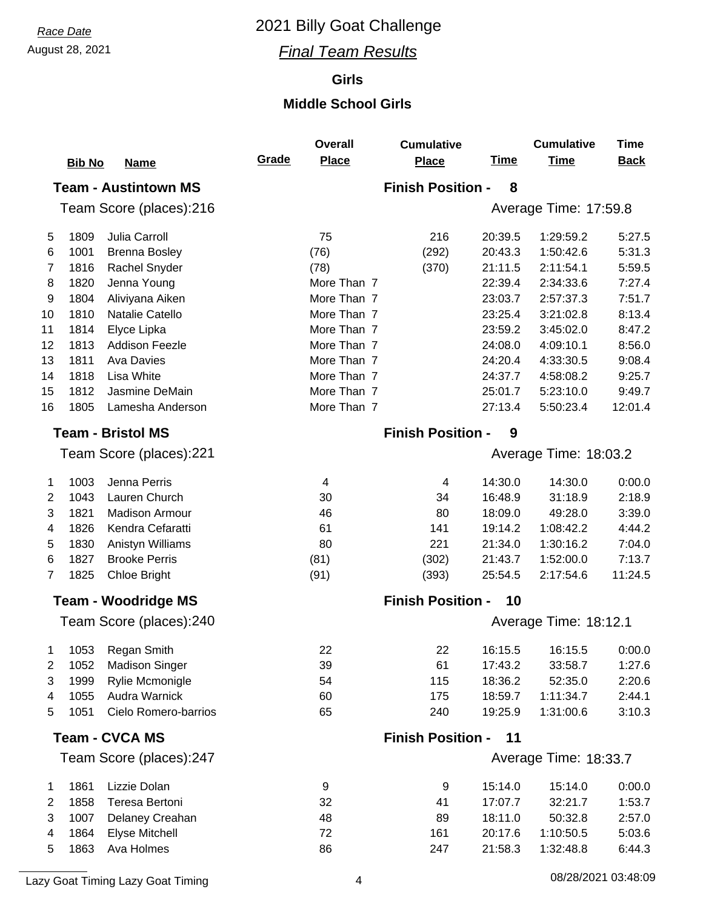*Race Date*

August 28, 2021

# 2021 Billy Goat Challenge

## *Final Team Results*

### Girls

### Middle School Girls

| | Bib No | Name | Grade | Overall Place | Cumulative Place | Time | Cumulative Time | Time Back |
|---|---|---|---|---|---|---|---|---|
| **Team - Austintown MS** | | | | | **Finish Position - 8** | | | |
| Team Score (places):216 | | | | | | Average Time: 17:59.8 | | |
| 5 | 1809 | Julia Carroll | | 75 | 216 | 20:39.5 | 1:29:59.2 | 5:27.5 |
| 6 | 1001 | Brenna Bosley | | (76) | (292) | 20:43.3 | 1:50:42.6 | 5:31.3 |
| 7 | 1816 | Rachel Snyder | | (78) | (370) | 21:11.5 | 2:11:54.1 | 5:59.5 |
| 8 | 1820 | Jenna Young | | More Than 7 | | 22:39.4 | 2:34:33.6 | 7:27.4 |
| 9 | 1804 | Aliviyana Aiken | | More Than 7 | | 23:03.7 | 2:57:37.3 | 7:51.7 |
| 10 | 1810 | Natalie Catello | | More Than 7 | | 23:25.4 | 3:21:02.8 | 8:13.4 |
| 11 | 1814 | Elyce Lipka | | More Than 7 | | 23:59.2 | 3:45:02.0 | 8:47.2 |
| 12 | 1813 | Addison Feezle | | More Than 7 | | 24:08.0 | 4:09:10.1 | 8:56.0 |
| 13 | 1811 | Ava Davies | | More Than 7 | | 24:20.4 | 4:33:30.5 | 9:08.4 |
| 14 | 1818 | Lisa White | | More Than 7 | | 24:37.7 | 4:58:08.2 | 9:25.7 |
| 15 | 1812 | Jasmine DeMain | | More Than 7 | | 25:01.7 | 5:23:10.0 | 9:49.7 |
| 16 | 1805 | Lamesha Anderson | | More Than 7 | | 27:13.4 | 5:50:23.4 | 12:01.4 |
| **Team - Bristol MS** | | | | | **Finish Position - 9** | | | |
| Team Score (places):221 | | | | | | Average Time: 18:03.2 | | |
| 1 | 1003 | Jenna Perris | | 4 | 4 | 14:30.0 | 14:30.0 | 0:00.0 |
| 2 | 1043 | Lauren Church | | 30 | 34 | 16:48.9 | 31:18.9 | 2:18.9 |
| 3 | 1821 | Madison Armour | | 46 | 80 | 18:09.0 | 49:28.0 | 3:39.0 |
| 4 | 1826 | Kendra Cefaratti | | 61 | 141 | 19:14.2 | 1:08:42.2 | 4:44.2 |
| 5 | 1830 | Anistyn Williams | | 80 | 221 | 21:34.0 | 1:30:16.2 | 7:04.0 |
| 6 | 1827 | Brooke Perris | | (81) | (302) | 21:43.7 | 1:52:00.0 | 7:13.7 |
| 7 | 1825 | Chloe Bright | | (91) | (393) | 25:54.5 | 2:17:54.6 | 11:24.5 |
| **Team - Woodridge MS** | | | | | **Finish Position - 10** | | | |
| Team Score (places):240 | | | | | | Average Time: 18:12.1 | | |
| 1 | 1053 | Regan Smith | | 22 | 22 | 16:15.5 | 16:15.5 | 0:00.0 |
| 2 | 1052 | Madison Singer | | 39 | 61 | 17:43.2 | 33:58.7 | 1:27.6 |
| 3 | 1999 | Rylie Mcmonigle | | 54 | 115 | 18:36.2 | 52:35.0 | 2:20.6 |
| 4 | 1055 | Audra Warnick | | 60 | 175 | 18:59.7 | 1:11:34.7 | 2:44.1 |
| 5 | 1051 | Cielo Romero-barrios | | 65 | 240 | 19:25.9 | 1:31:00.6 | 3:10.3 |
| **Team - CVCA MS** | | | | | **Finish Position - 11** | | | |
| Team Score (places):247 | | | | | | Average Time: 18:33.7 | | |
| 1 | 1861 | Lizzie Dolan | | 9 | 9 | 15:14.0 | 15:14.0 | 0:00.0 |
| 2 | 1858 | Teresa Bertoni | | 32 | 41 | 17:07.7 | 32:21.7 | 1:53.7 |
| 3 | 1007 | Delaney Creahan | | 48 | 89 | 18:11.0 | 50:32.8 | 2:57.0 |
| 4 | 1864 | Elyse Mitchell | | 72 | 161 | 20:17.6 | 1:10:50.5 | 5:03.6 |
| 5 | 1863 | Ava Holmes | | 86 | 247 | 21:58.3 | 1:32:48.8 | 6:44.3 |

Lazy Goat Timing Lazy Goat Timing — 08/28/2021 03:48:09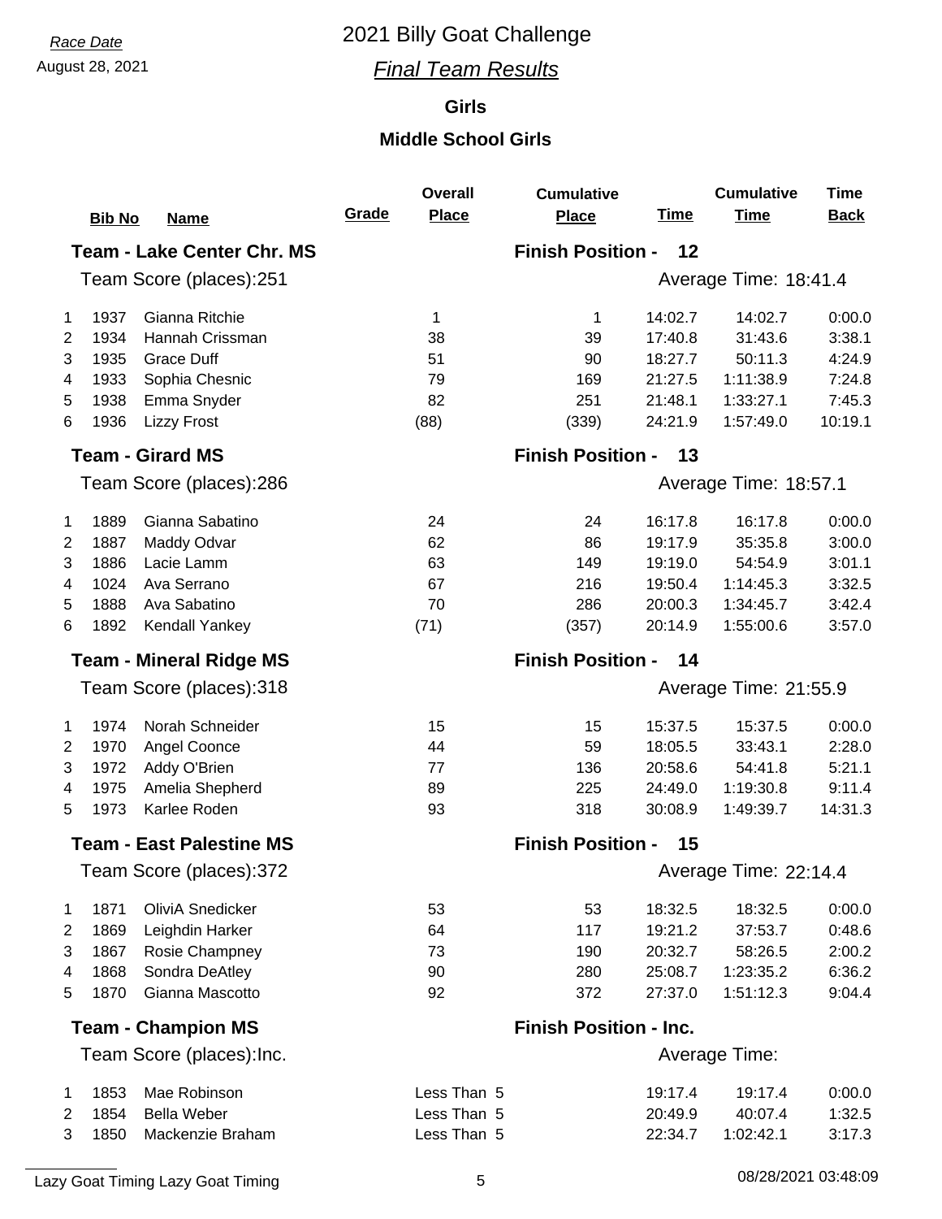*Race Date*

August 28, 2021

# 2021 Billy Goat Challenge

## *Final Team Results*

### Girls

### Middle School Girls

| | Bib No | Name | Grade | Overall Place | Cumulative Place | Time | Cumulative Time | Time Back |
|---|---|---|---|---|---|---|---|---|
| **Team - Lake Center Chr. MS** | | | | | **Finish Position - 12** | | | |
| Team Score (places):251 | | | | | Average Time: 18:41.4 | | | |
| 1 | 1937 | Gianna Ritchie | | 1 | 1 | 14:02.7 | 14:02.7 | 0:00.0 |
| 2 | 1934 | Hannah Crissman | | 38 | 39 | 17:40.8 | 31:43.6 | 3:38.1 |
| 3 | 1935 | Grace Duff | | 51 | 90 | 18:27.7 | 50:11.3 | 4:24.9 |
| 4 | 1933 | Sophia Chesnic | | 79 | 169 | 21:27.5 | 1:11:38.9 | 7:24.8 |
| 5 | 1938 | Emma Snyder | | 82 | 251 | 21:48.1 | 1:33:27.1 | 7:45.3 |
| 6 | 1936 | Lizzy Frost | | (88) | (339) | 24:21.9 | 1:57:49.0 | 10:19.1 |
| **Team - Girard MS** | | | | | **Finish Position - 13** | | | |
| Team Score (places):286 | | | | | Average Time: 18:57.1 | | | |
| 1 | 1889 | Gianna Sabatino | | 24 | 24 | 16:17.8 | 16:17.8 | 0:00.0 |
| 2 | 1887 | Maddy Odvar | | 62 | 86 | 19:17.9 | 35:35.8 | 3:00.0 |
| 3 | 1886 | Lacie Lamm | | 63 | 149 | 19:19.0 | 54:54.9 | 3:01.1 |
| 4 | 1024 | Ava Serrano | | 67 | 216 | 19:50.4 | 1:14:45.3 | 3:32.5 |
| 5 | 1888 | Ava Sabatino | | 70 | 286 | 20:00.3 | 1:34:45.7 | 3:42.4 |
| 6 | 1892 | Kendall Yankey | | (71) | (357) | 20:14.9 | 1:55:00.6 | 3:57.0 |
| **Team - Mineral Ridge MS** | | | | | **Finish Position - 14** | | | |
| Team Score (places):318 | | | | | Average Time: 21:55.9 | | | |
| 1 | 1974 | Norah Schneider | | 15 | 15 | 15:37.5 | 15:37.5 | 0:00.0 |
| 2 | 1970 | Angel Coonce | | 44 | 59 | 18:05.5 | 33:43.1 | 2:28.0 |
| 3 | 1972 | Addy O'Brien | | 77 | 136 | 20:58.6 | 54:41.8 | 5:21.1 |
| 4 | 1975 | Amelia Shepherd | | 89 | 225 | 24:49.0 | 1:19:30.8 | 9:11.4 |
| 5 | 1973 | Karlee Roden | | 93 | 318 | 30:08.9 | 1:49:39.7 | 14:31.3 |
| **Team - East Palestine MS** | | | | | **Finish Position - 15** | | | |
| Team Score (places):372 | | | | | Average Time: 22:14.4 | | | |
| 1 | 1871 | OliviA Snedicker | | 53 | 53 | 18:32.5 | 18:32.5 | 0:00.0 |
| 2 | 1869 | Leighdin Harker | | 64 | 117 | 19:21.2 | 37:53.7 | 0:48.6 |
| 3 | 1867 | Rosie Champney | | 73 | 190 | 20:32.7 | 58:26.5 | 2:00.2 |
| 4 | 1868 | Sondra DeAtley | | 90 | 280 | 25:08.7 | 1:23:35.2 | 6:36.2 |
| 5 | 1870 | Gianna Mascotto | | 92 | 372 | 27:37.0 | 1:51:12.3 | 9:04.4 |
| **Team - Champion MS** | | | | | **Finish Position - Inc.** | | | |
| Team Score (places):Inc. | | | | | Average Time: | | | |
| 1 | 1853 | Mae Robinson | | Less Than 5 | | 19:17.4 | 19:17.4 | 0:00.0 |
| 2 | 1854 | Bella Weber | | Less Than 5 | | 20:49.9 | 40:07.4 | 1:32.5 |
| 3 | 1850 | Mackenzie Braham | | Less Than 5 | | 22:34.7 | 1:02:42.1 | 3:17.3 |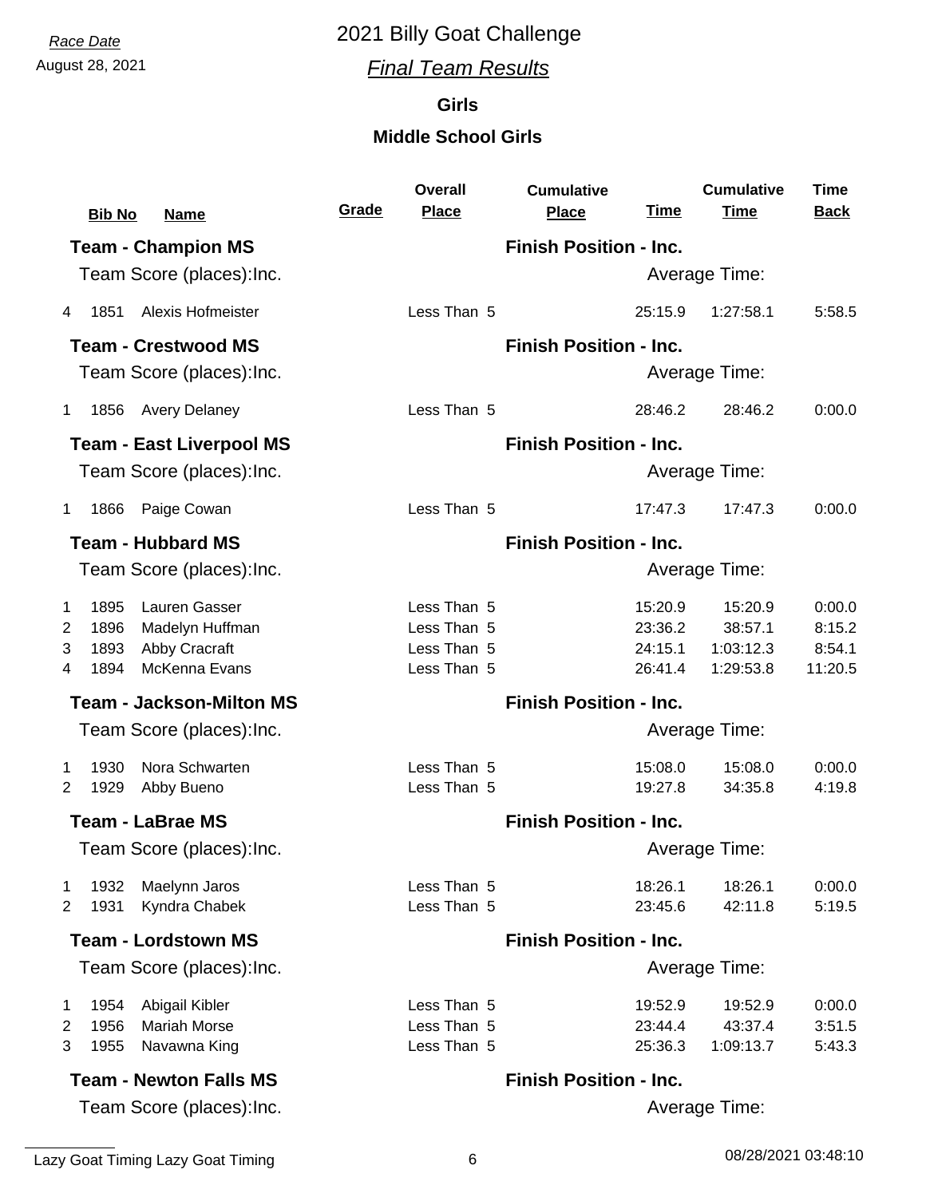Race Date
August 28, 2021

# 2021 Billy Goat Challenge

## *Final Team Results*

### Girls

### Middle School Girls

| | Bib No | Name | Grade | Overall Place | Cumulative Place | Time | Cumulative Time | Time Back |
|---|---|---|---|---|---|---|---|---|
| **Team - Champion MS** | | | | | **Finish Position - Inc.** | | | |
| Team Score (places):Inc. | | | | | | Average Time: | | |
| 4 | 1851 | Alexis Hofmeister | | Less Than 5 | | 25:15.9 | 1:27:58.1 | 5:58.5 |
| **Team - Crestwood MS** | | | | | **Finish Position - Inc.** | | | |
| Team Score (places):Inc. | | | | | | Average Time: | | |
| 1 | 1856 | Avery Delaney | | Less Than 5 | | 28:46.2 | 28:46.2 | 0:00.0 |
| **Team - East Liverpool MS** | | | | | **Finish Position - Inc.** | | | |
| Team Score (places):Inc. | | | | | | Average Time: | | |
| 1 | 1866 | Paige Cowan | | Less Than 5 | | 17:47.3 | 17:47.3 | 0:00.0 |
| **Team - Hubbard MS** | | | | | **Finish Position - Inc.** | | | |
| Team Score (places):Inc. | | | | | | Average Time: | | |
| 1 | 1895 | Lauren Gasser | | Less Than 5 | | 15:20.9 | 15:20.9 | 0:00.0 |
| 2 | 1896 | Madelyn Huffman | | Less Than 5 | | 23:36.2 | 38:57.1 | 8:15.2 |
| 3 | 1893 | Abby Cracraft | | Less Than 5 | | 24:15.1 | 1:03:12.3 | 8:54.1 |
| 4 | 1894 | McKenna Evans | | Less Than 5 | | 26:41.4 | 1:29:53.8 | 11:20.5 |
| **Team - Jackson-Milton MS** | | | | | **Finish Position - Inc.** | | | |
| Team Score (places):Inc. | | | | | | Average Time: | | |
| 1 | 1930 | Nora Schwarten | | Less Than 5 | | 15:08.0 | 15:08.0 | 0:00.0 |
| 2 | 1929 | Abby Bueno | | Less Than 5 | | 19:27.8 | 34:35.8 | 4:19.8 |
| **Team - LaBrae MS** | | | | | **Finish Position - Inc.** | | | |
| Team Score (places):Inc. | | | | | | Average Time: | | |
| 1 | 1932 | Maelynn Jaros | | Less Than 5 | | 18:26.1 | 18:26.1 | 0:00.0 |
| 2 | 1931 | Kyndra Chabek | | Less Than 5 | | 23:45.6 | 42:11.8 | 5:19.5 |
| **Team - Lordstown MS** | | | | | **Finish Position - Inc.** | | | |
| Team Score (places):Inc. | | | | | | Average Time: | | |
| 1 | 1954 | Abigail Kibler | | Less Than 5 | | 19:52.9 | 19:52.9 | 0:00.0 |
| 2 | 1956 | Mariah Morse | | Less Than 5 | | 23:44.4 | 43:37.4 | 3:51.5 |
| 3 | 1955 | Navawna King | | Less Than 5 | | 25:36.3 | 1:09:13.7 | 5:43.3 |
| **Team - Newton Falls MS** | | | | | **Finish Position - Inc.** | | | |
| Team Score (places):Inc. | | | | | | Average Time: | | |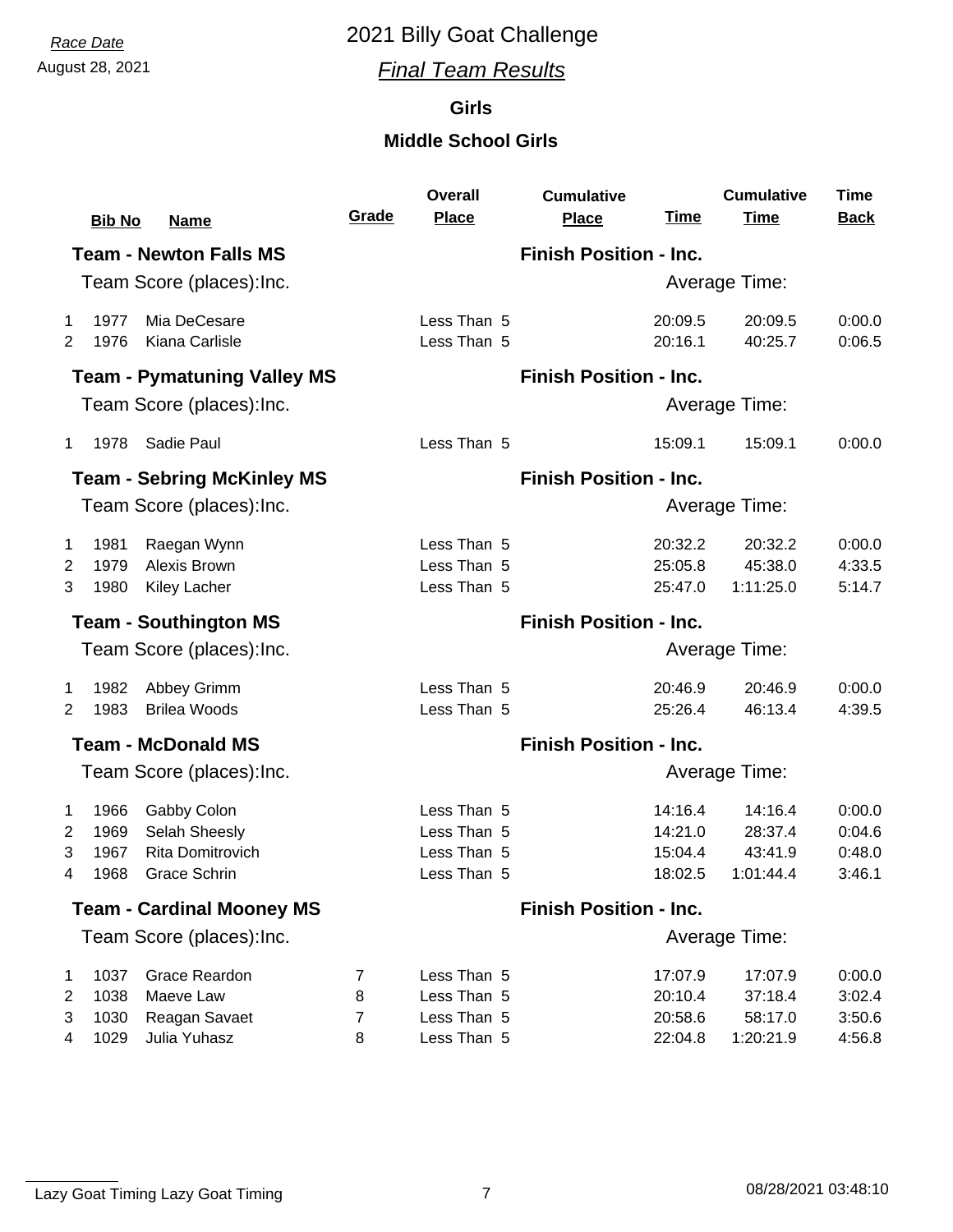Race Date

August 28, 2021

# 2021 Billy Goat Challenge

## Final Team Results

### Girls

### Middle School Girls

| | Bib No | Name | Grade | Overall Place | Cumulative Place | Time | Cumulative Time | Time Back |
|---|---|---|---|---|---|---|---|---|
| **Team - Newton Falls MS** | | | | | **Finish Position - Inc.** | | | |
| Team Score (places):Inc. | | | | | | Average Time: | | |
| 1 | 1977 | Mia DeCesare | | Less Than 5 | | 20:09.5 | 20:09.5 | 0:00.0 |
| 2 | 1976 | Kiana Carlisle | | Less Than 5 | | 20:16.1 | 40:25.7 | 0:06.5 |
| **Team - Pymatuning Valley MS** | | | | | **Finish Position - Inc.** | | | |
| Team Score (places):Inc. | | | | | | Average Time: | | |
| 1 | 1978 | Sadie Paul | | Less Than 5 | | 15:09.1 | 15:09.1 | 0:00.0 |
| **Team - Sebring McKinley MS** | | | | | **Finish Position - Inc.** | | | |
| Team Score (places):Inc. | | | | | | Average Time: | | |
| 1 | 1981 | Raegan Wynn | | Less Than 5 | | 20:32.2 | 20:32.2 | 0:00.0 |
| 2 | 1979 | Alexis Brown | | Less Than 5 | | 25:05.8 | 45:38.0 | 4:33.5 |
| 3 | 1980 | Kiley Lacher | | Less Than 5 | | 25:47.0 | 1:11:25.0 | 5:14.7 |
| **Team - Southington MS** | | | | | **Finish Position - Inc.** | | | |
| Team Score (places):Inc. | | | | | | Average Time: | | |
| 1 | 1982 | Abbey Grimm | | Less Than 5 | | 20:46.9 | 20:46.9 | 0:00.0 |
| 2 | 1983 | Brilea Woods | | Less Than 5 | | 25:26.4 | 46:13.4 | 4:39.5 |
| **Team - McDonald MS** | | | | | **Finish Position - Inc.** | | | |
| Team Score (places):Inc. | | | | | | Average Time: | | |
| 1 | 1966 | Gabby Colon | | Less Than 5 | | 14:16.4 | 14:16.4 | 0:00.0 |
| 2 | 1969 | Selah Sheesly | | Less Than 5 | | 14:21.0 | 28:37.4 | 0:04.6 |
| 3 | 1967 | Rita Domitrovich | | Less Than 5 | | 15:04.4 | 43:41.9 | 0:48.0 |
| 4 | 1968 | Grace Schrin | | Less Than 5 | | 18:02.5 | 1:01:44.4 | 3:46.1 |
| **Team - Cardinal Mooney MS** | | | | | **Finish Position - Inc.** | | | |
| Team Score (places):Inc. | | | | | | Average Time: | | |
| 1 | 1037 | Grace Reardon | 7 | Less Than 5 | | 17:07.9 | 17:07.9 | 0:00.0 |
| 2 | 1038 | Maeve Law | 8 | Less Than 5 | | 20:10.4 | 37:18.4 | 3:02.4 |
| 3 | 1030 | Reagan Savaet | 7 | Less Than 5 | | 20:58.6 | 58:17.0 | 3:50.6 |
| 4 | 1029 | Julia Yuhasz | 8 | Less Than 5 | | 22:04.8 | 1:20:21.9 | 4:56.8 |

Lazy Goat Timing Lazy Goat Timing 08/28/2021 03:48:10